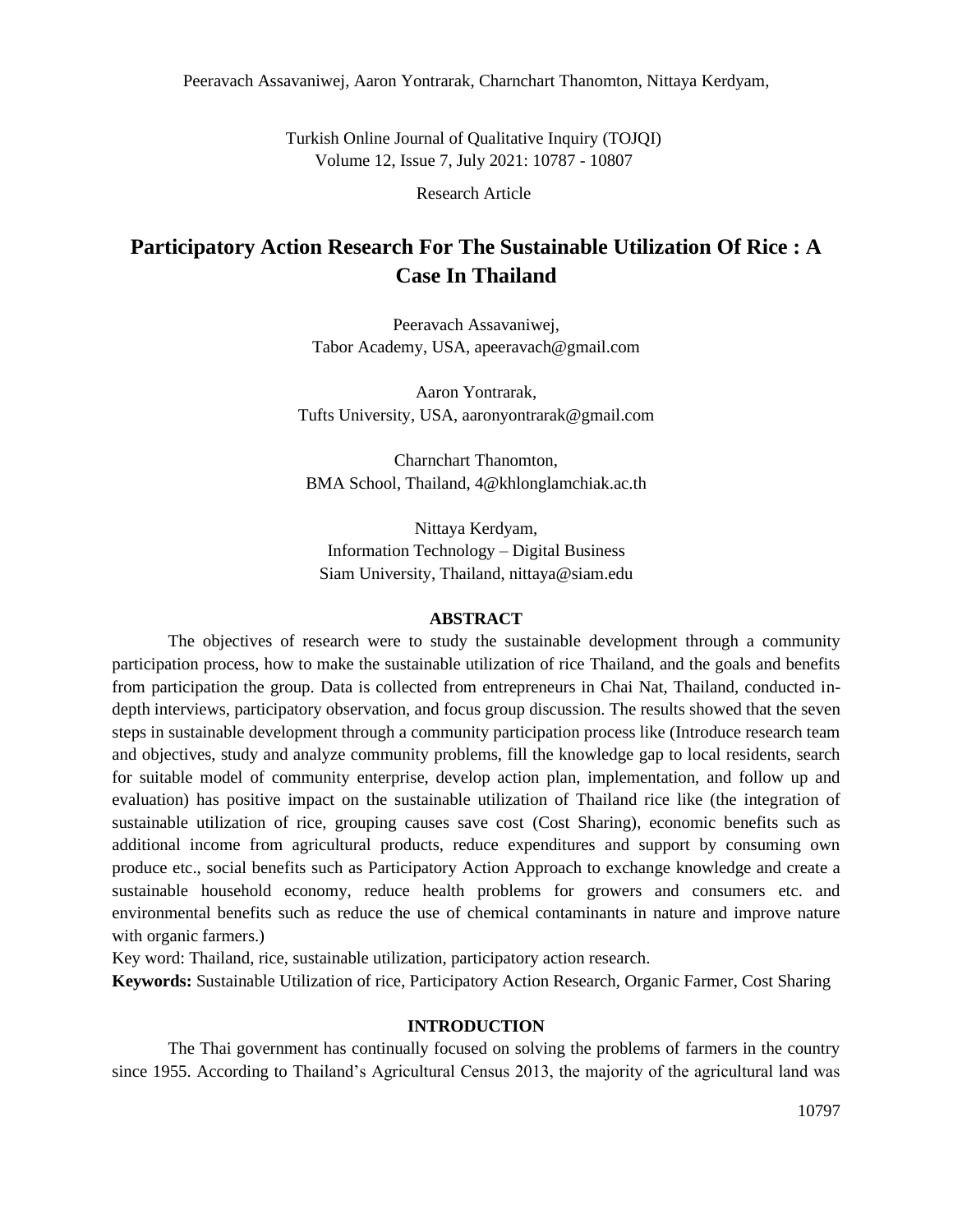Research Article

# Participatory Action Research For The Sustainable Utilization Of Rice : A Case In Thailand

Peeravach Assavaniwej,
Tabor Academy, USA, apeeravach@gmail.com

Aaron Yontrarak,
Tufts University, USA, aaronyontrarak@gmail.com

Charnchart Thanomton,
BMA School, Thailand, 4@khlonglamchiak.ac.th

Nittaya Kerdyam,
Information Technology – Digital Business
Siam University, Thailand, nittaya@siam.edu

## ABSTRACT

The objectives of research were to study the sustainable development through a community participation process, how to make the sustainable utilization of rice Thailand, and the goals and benefits from participation the group. Data is collected from entrepreneurs in Chai Nat, Thailand, conducted in-depth interviews, participatory observation, and focus group discussion. The results showed that the seven steps in sustainable development through a community participation process like (Introduce research team and objectives, study and analyze community problems, fill the knowledge gap to local residents, search for suitable model of community enterprise, develop action plan, implementation, and follow up and evaluation) has positive impact on the sustainable utilization of Thailand rice like (the integration of sustainable utilization of rice, grouping causes save cost (Cost Sharing), economic benefits such as additional income from agricultural products, reduce expenditures and support by consuming own produce etc., social benefits such as Participatory Action Approach to exchange knowledge and create a sustainable household economy, reduce health problems for growers and consumers etc. and environmental benefits such as reduce the use of chemical contaminants in nature and improve nature with organic farmers.)

Key word: Thailand, rice, sustainable utilization, participatory action research.

**Keywords:** Sustainable Utilization of rice, Participatory Action Research, Organic Farmer, Cost Sharing

## INTRODUCTION

The Thai government has continually focused on solving the problems of farmers in the country since 1955. According to Thailand's Agricultural Census 2013, the majority of the agricultural land was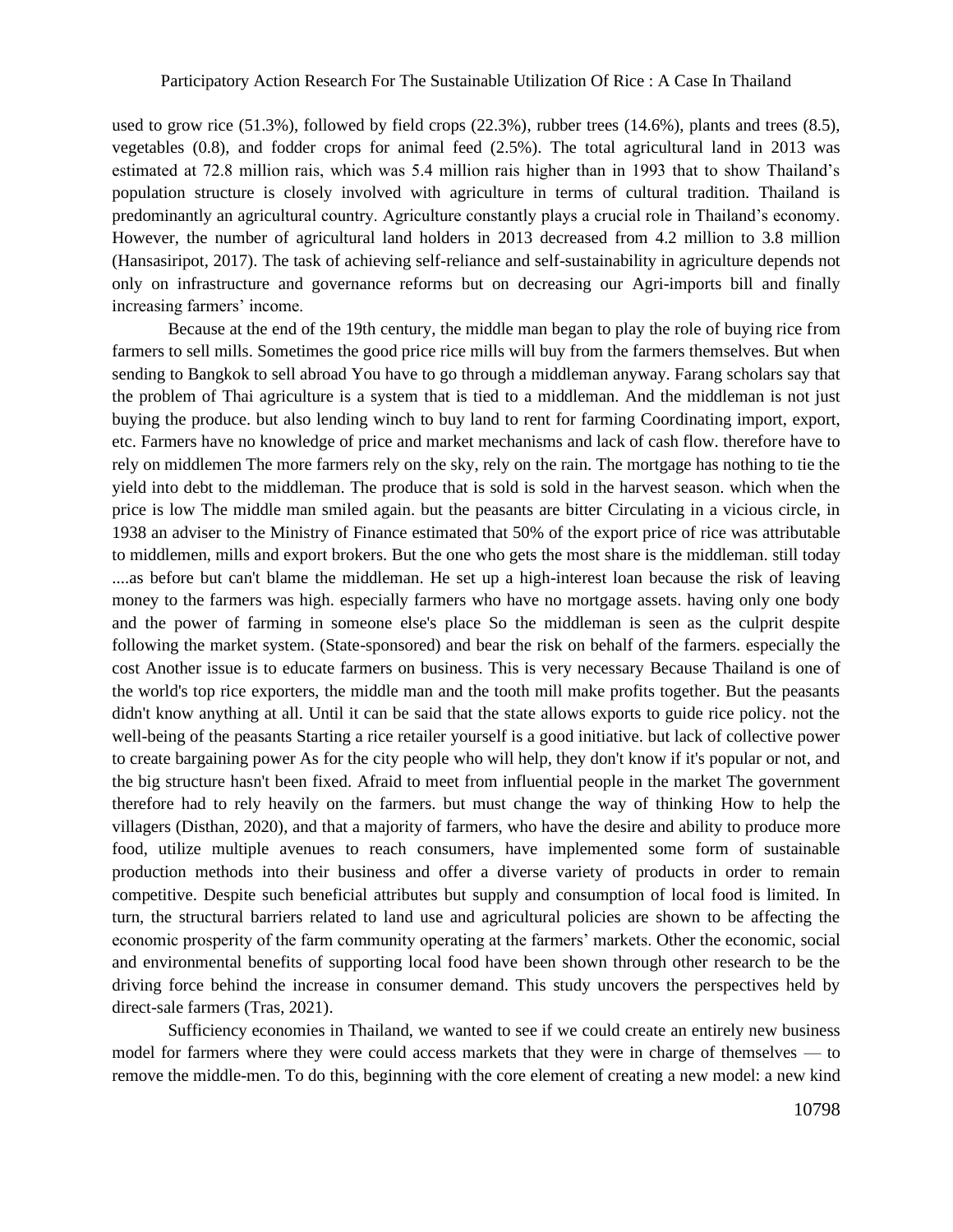used to grow rice (51.3%), followed by field crops (22.3%), rubber trees (14.6%), plants and trees (8.5), vegetables (0.8), and fodder crops for animal feed (2.5%). The total agricultural land in 2013 was estimated at 72.8 million rais, which was 5.4 million rais higher than in 1993 that to show Thailand's population structure is closely involved with agriculture in terms of cultural tradition. Thailand is predominantly an agricultural country. Agriculture constantly plays a crucial role in Thailand's economy. However, the number of agricultural land holders in 2013 decreased from 4.2 million to 3.8 million (Hansasiripot, 2017). The task of achieving self-reliance and self-sustainability in agriculture depends not only on infrastructure and governance reforms but on decreasing our Agri-imports bill and finally increasing farmers' income.

Because at the end of the 19th century, the middle man began to play the role of buying rice from farmers to sell mills. Sometimes the good price rice mills will buy from the farmers themselves. But when sending to Bangkok to sell abroad You have to go through a middleman anyway. Farang scholars say that the problem of Thai agriculture is a system that is tied to a middleman. And the middleman is not just buying the produce. but also lending winch to buy land to rent for farming Coordinating import, export, etc. Farmers have no knowledge of price and market mechanisms and lack of cash flow. therefore have to rely on middlemen The more farmers rely on the sky, rely on the rain. The mortgage has nothing to tie the yield into debt to the middleman. The produce that is sold is sold in the harvest season. which when the price is low The middle man smiled again. but the peasants are bitter Circulating in a vicious circle, in 1938 an adviser to the Ministry of Finance estimated that 50% of the export price of rice was attributable to middlemen, mills and export brokers. But the one who gets the most share is the middleman. still today ....as before but can't blame the middleman. He set up a high-interest loan because the risk of leaving money to the farmers was high. especially farmers who have no mortgage assets. having only one body and the power of farming in someone else's place So the middleman is seen as the culprit despite following the market system. (State-sponsored) and bear the risk on behalf of the farmers. especially the cost Another issue is to educate farmers on business. This is very necessary Because Thailand is one of the world's top rice exporters, the middle man and the tooth mill make profits together. But the peasants didn't know anything at all. Until it can be said that the state allows exports to guide rice policy. not the well-being of the peasants Starting a rice retailer yourself is a good initiative. but lack of collective power to create bargaining power As for the city people who will help, they don't know if it's popular or not, and the big structure hasn't been fixed. Afraid to meet from influential people in the market The government therefore had to rely heavily on the farmers. but must change the way of thinking How to help the villagers (Disthan, 2020), and that a majority of farmers, who have the desire and ability to produce more food, utilize multiple avenues to reach consumers, have implemented some form of sustainable production methods into their business and offer a diverse variety of products in order to remain competitive. Despite such beneficial attributes but supply and consumption of local food is limited. In turn, the structural barriers related to land use and agricultural policies are shown to be affecting the economic prosperity of the farm community operating at the farmers' markets. Other the economic, social and environmental benefits of supporting local food have been shown through other research to be the driving force behind the increase in consumer demand. This study uncovers the perspectives held by direct-sale farmers (Tras, 2021).

Sufficiency economies in Thailand, we wanted to see if we could create an entirely new business model for farmers where they were could access markets that they were in charge of themselves — to remove the middle-men. To do this, beginning with the core element of creating a new model: a new kind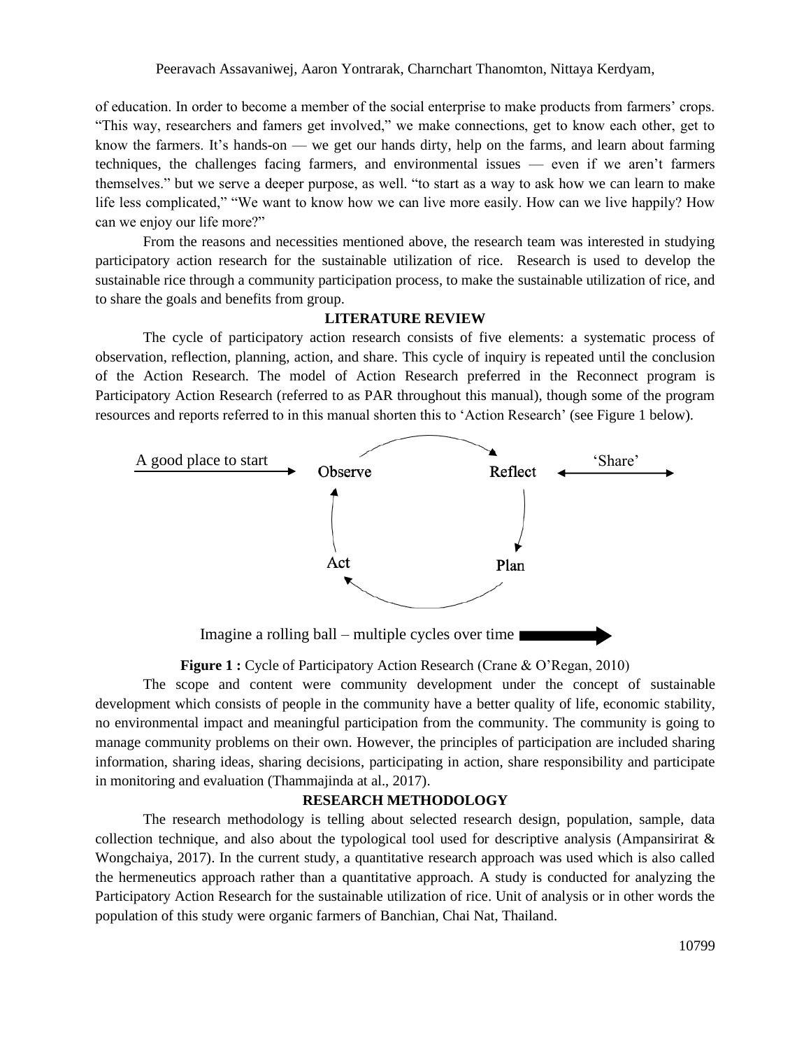of education. In order to become a member of the social enterprise to make products from farmers' crops. "This way, researchers and famers get involved," we make connections, get to know each other, get to know the farmers. It's hands-on — we get our hands dirty, help on the farms, and learn about farming techniques, the challenges facing farmers, and environmental issues — even if we aren't farmers themselves." but we serve a deeper purpose, as well. "to start as a way to ask how we can learn to make life less complicated," "We want to know how we can live more easily. How can we live happily? How can we enjoy our life more?"

From the reasons and necessities mentioned above, the research team was interested in studying participatory action research for the sustainable utilization of rice. Research is used to develop the sustainable rice through a community participation process, to make the sustainable utilization of rice, and to share the goals and benefits from group.

## LITERATURE REVIEW

The cycle of participatory action research consists of five elements: a systematic process of observation, reflection, planning, action, and share. This cycle of inquiry is repeated until the conclusion of the Action Research. The model of Action Research preferred in the Reconnect program is Participatory Action Research (referred to as PAR throughout this manual), though some of the program resources and reports referred to in this manual shorten this to 'Action Research' (see Figure 1 below).

A good place to start

Observe

Reflect

'Share'

Act

Plan

Imagine a rolling ball – multiple cycles over time

**Figure 1 :** Cycle of Participatory Action Research (Crane & O'Regan, 2010)

The scope and content were community development under the concept of sustainable development which consists of people in the community have a better quality of life, economic stability, no environmental impact and meaningful participation from the community. The community is going to manage community problems on their own. However, the principles of participation are included sharing information, sharing ideas, sharing decisions, participating in action, share responsibility and participate in monitoring and evaluation (Thammajinda at al., 2017).

## RESEARCH METHODOLOGY

The research methodology is telling about selected research design, population, sample, data collection technique, and also about the typological tool used for descriptive analysis (Ampansirirat & Wongchaiya, 2017). In the current study, a quantitative research approach was used which is also called the hermeneutics approach rather than a quantitative approach. A study is conducted for analyzing the Participatory Action Research for the sustainable utilization of rice. Unit of analysis or in other words the population of this study were organic farmers of Banchian, Chai Nat, Thailand.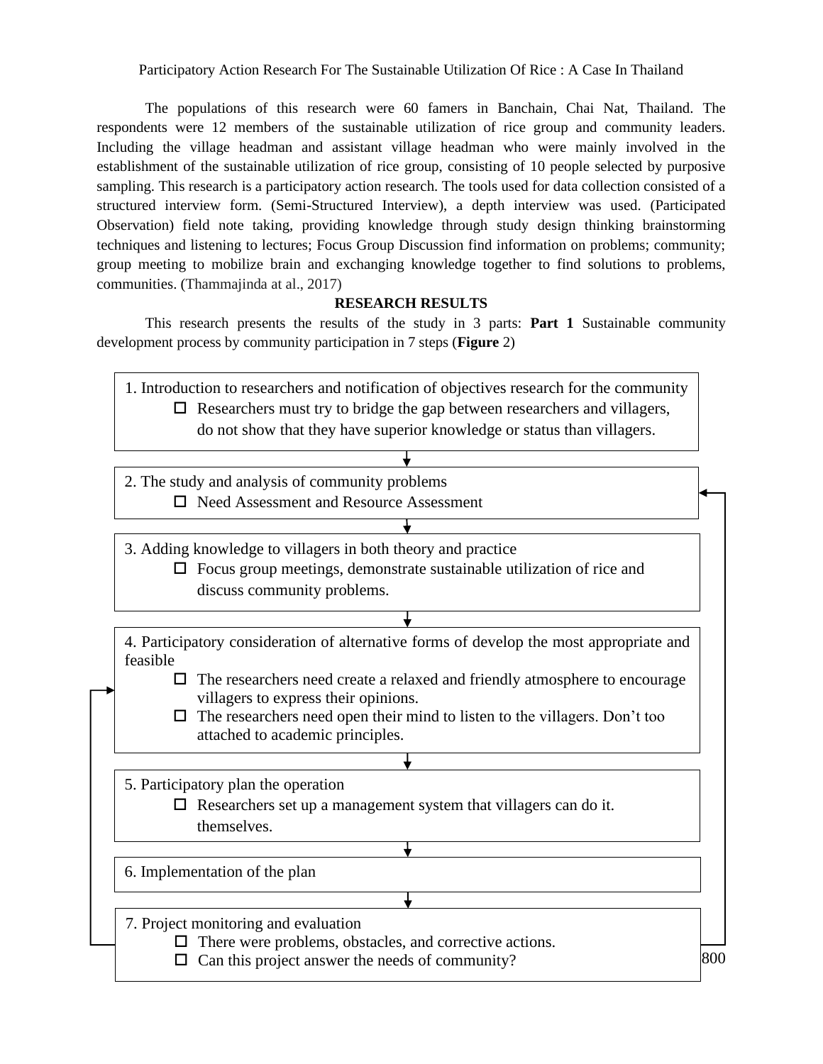The populations of this research were 60 famers in Banchain, Chai Nat, Thailand. The respondents were 12 members of the sustainable utilization of rice group and community leaders. Including the village headman and assistant village headman who were mainly involved in the establishment of the sustainable utilization of rice group, consisting of 10 people selected by purposive sampling. This research is a participatory action research. The tools used for data collection consisted of a structured interview form. (Semi-Structured Interview), a depth interview was used. (Participated Observation) field note taking, providing knowledge through study design thinking brainstorming techniques and listening to lectures; Focus Group Discussion find information on problems; community; group meeting to mobilize brain and exchanging knowledge together to find solutions to problems, communities. (Thammajinda at al., 2017)

## RESEARCH RESULTS

This research presents the results of the study in 3 parts: **Part 1** Sustainable community development process by community participation in 7 steps (**Figure** 2)

1. Introduction to researchers and notification of objectives research for the community
   - Researchers must try to bridge the gap between researchers and villagers, do not show that they have superior knowledge or status than villagers.

2. The study and analysis of community problems
   - Need Assessment and Resource Assessment

3. Adding knowledge to villagers in both theory and practice
   - Focus group meetings, demonstrate sustainable utilization of rice and discuss community problems.

4. Participatory consideration of alternative forms of develop the most appropriate and feasible
   - The researchers need create a relaxed and friendly atmosphere to encourage villagers to express their opinions.
   - The researchers need open their mind to listen to the villagers. Don't too attached to academic principles.

5. Participatory plan the operation
   - Researchers set up a management system that villagers can do it. themselves.

6. Implementation of the plan

7. Project monitoring and evaluation
   - There were problems, obstacles, and corrective actions.
   - Can this project answer the needs of community?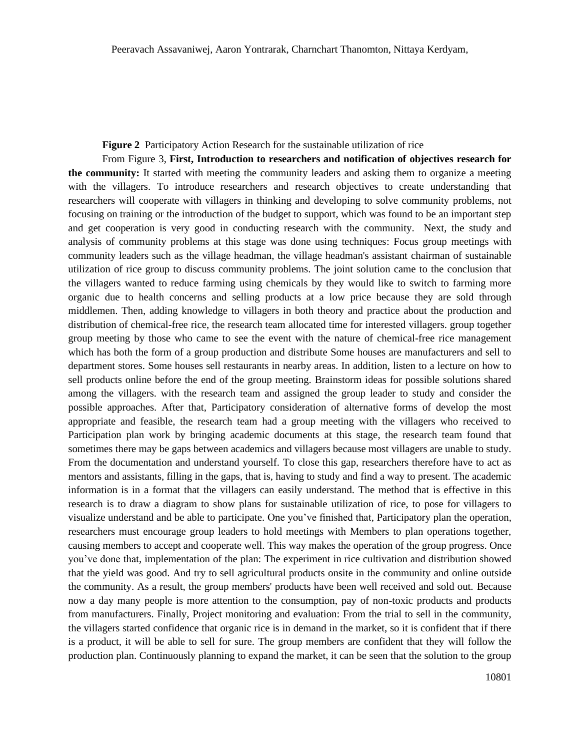**Figure 2** Participatory Action Research for the sustainable utilization of rice

From Figure 3, **First, Introduction to researchers and notification of objectives research for the community:** It started with meeting the community leaders and asking them to organize a meeting with the villagers. To introduce researchers and research objectives to create understanding that researchers will cooperate with villagers in thinking and developing to solve community problems, not focusing on training or the introduction of the budget to support, which was found to be an important step and get cooperation is very good in conducting research with the community. Next, the study and analysis of community problems at this stage was done using techniques: Focus group meetings with community leaders such as the village headman, the village headman's assistant chairman of sustainable utilization of rice group to discuss community problems. The joint solution came to the conclusion that the villagers wanted to reduce farming using chemicals by they would like to switch to farming more organic due to health concerns and selling products at a low price because they are sold through middlemen. Then, adding knowledge to villagers in both theory and practice about the production and distribution of chemical-free rice, the research team allocated time for interested villagers. group together group meeting by those who came to see the event with the nature of chemical-free rice management which has both the form of a group production and distribute Some houses are manufacturers and sell to department stores. Some houses sell restaurants in nearby areas. In addition, listen to a lecture on how to sell products online before the end of the group meeting. Brainstorm ideas for possible solutions shared among the villagers. with the research team and assigned the group leader to study and consider the possible approaches. After that, Participatory consideration of alternative forms of develop the most appropriate and feasible, the research team had a group meeting with the villagers who received to Participation plan work by bringing academic documents at this stage, the research team found that sometimes there may be gaps between academics and villagers because most villagers are unable to study. From the documentation and understand yourself. To close this gap, researchers therefore have to act as mentors and assistants, filling in the gaps, that is, having to study and find a way to present. The academic information is in a format that the villagers can easily understand. The method that is effective in this research is to draw a diagram to show plans for sustainable utilization of rice, to pose for villagers to visualize understand and be able to participate. One you've finished that, Participatory plan the operation, researchers must encourage group leaders to hold meetings with Members to plan operations together, causing members to accept and cooperate well. This way makes the operation of the group progress. Once you've done that, implementation of the plan: The experiment in rice cultivation and distribution showed that the yield was good. And try to sell agricultural products onsite in the community and online outside the community. As a result, the group members' products have been well received and sold out. Because now a day many people is more attention to the consumption, pay of non-toxic products and products from manufacturers. Finally, Project monitoring and evaluation: From the trial to sell in the community, the villagers started confidence that organic rice is in demand in the market, so it is confident that if there is a product, it will be able to sell for sure. The group members are confident that they will follow the production plan. Continuously planning to expand the market, it can be seen that the solution to the group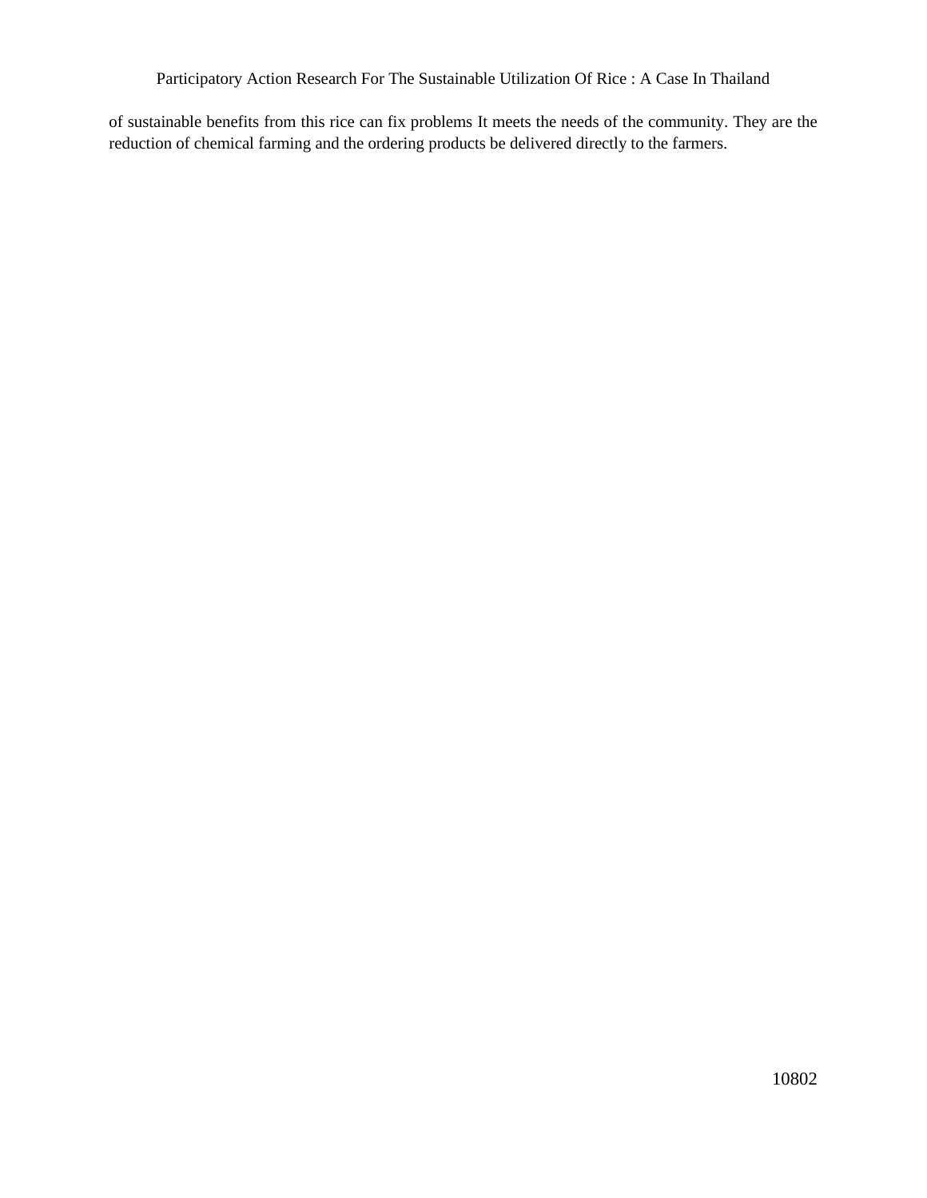of sustainable benefits from this rice can fix problems It meets the needs of the community. They are the reduction of chemical farming and the ordering products be delivered directly to the farmers.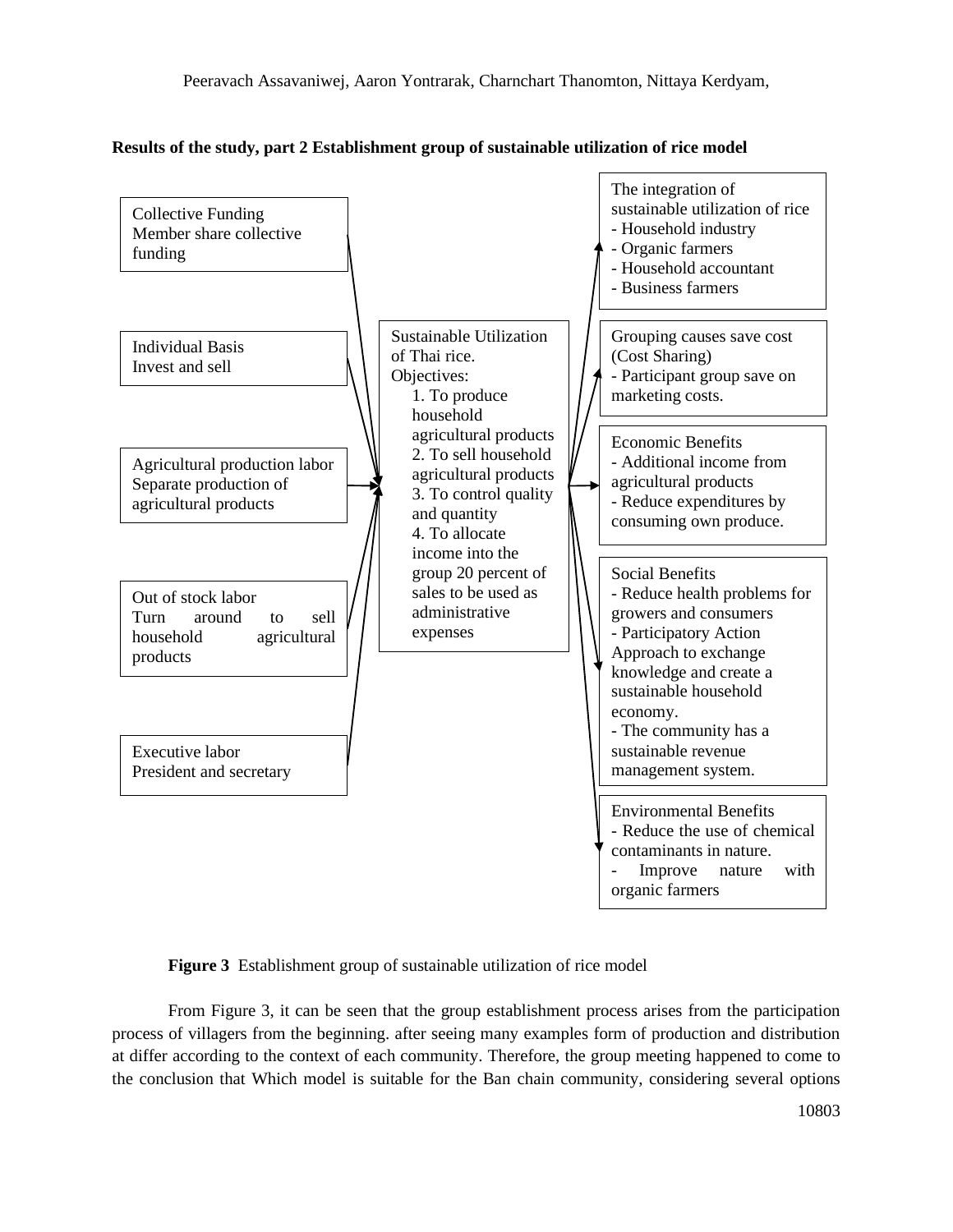**Results of the study, part 2 Establishment group of sustainable utilization of rice model**

Collective Funding
Member share collective funding

Individual Basis
Invest and sell

Agricultural production labor
Separate production of agricultural products

Out of stock labor
Turn around to sell household agricultural products

Executive labor
President and secretary

Sustainable Utilization of Thai rice.
Objectives:
1. To produce household agricultural products
2. To sell household agricultural products
3. To control quality and quantity
4. To allocate income into the group 20 percent of sales to be used as administrative expenses

The integration of sustainable utilization of rice
- Household industry
- Organic farmers
- Household accountant
- Business farmers

Grouping causes save cost (Cost Sharing)
- Participant group save on marketing costs.

Economic Benefits
- Additional income from agricultural products
- Reduce expenditures by consuming own produce.

Social Benefits
- Reduce health problems for growers and consumers
- Participatory Action Approach to exchange knowledge and create a sustainable household economy.
- The community has a sustainable revenue management system.

Environmental Benefits
- Reduce the use of chemical contaminants in nature.
- Improve nature with organic farmers

**Figure 3** Establishment group of sustainable utilization of rice model

From Figure 3, it can be seen that the group establishment process arises from the participation process of villagers from the beginning. after seeing many examples form of production and distribution at differ according to the context of each community. Therefore, the group meeting happened to come to the conclusion that Which model is suitable for the Ban chain community, considering several options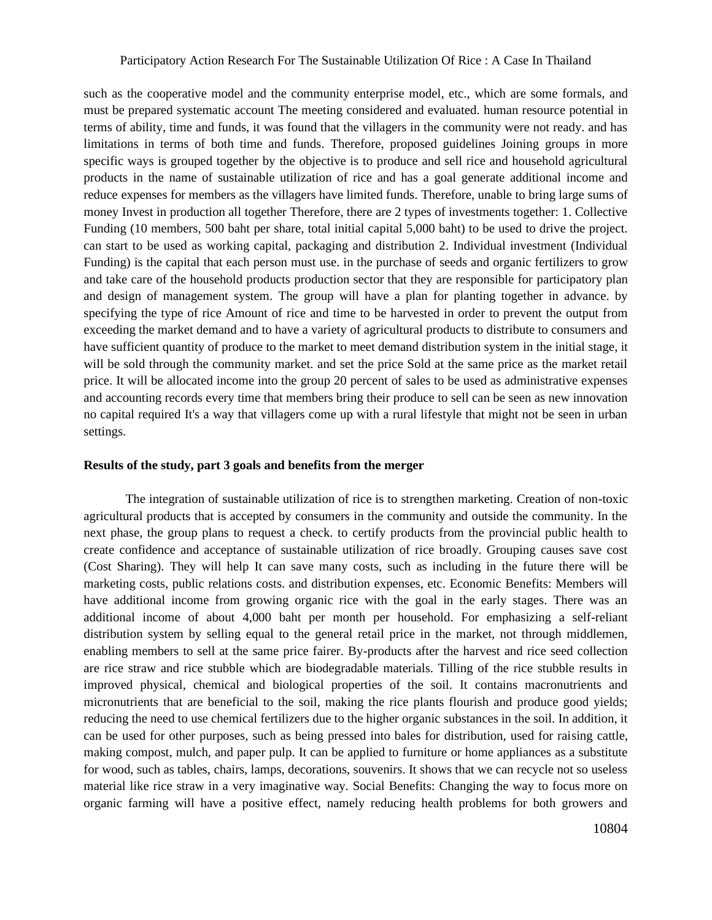such as the cooperative model and the community enterprise model, etc., which are some formals, and must be prepared systematic account The meeting considered and evaluated. human resource potential in terms of ability, time and funds, it was found that the villagers in the community were not ready. and has limitations in terms of both time and funds. Therefore, proposed guidelines Joining groups in more specific ways is grouped together by the objective is to produce and sell rice and household agricultural products in the name of sustainable utilization of rice and has a goal generate additional income and reduce expenses for members as the villagers have limited funds. Therefore, unable to bring large sums of money Invest in production all together Therefore, there are 2 types of investments together: 1. Collective Funding (10 members, 500 baht per share, total initial capital 5,000 baht) to be used to drive the project. can start to be used as working capital, packaging and distribution 2. Individual investment (Individual Funding) is the capital that each person must use. in the purchase of seeds and organic fertilizers to grow and take care of the household products production sector that they are responsible for participatory plan and design of management system. The group will have a plan for planting together in advance. by specifying the type of rice Amount of rice and time to be harvested in order to prevent the output from exceeding the market demand and to have a variety of agricultural products to distribute to consumers and have sufficient quantity of produce to the market to meet demand distribution system in the initial stage, it will be sold through the community market. and set the price Sold at the same price as the market retail price. It will be allocated income into the group 20 percent of sales to be used as administrative expenses and accounting records every time that members bring their produce to sell can be seen as new innovation no capital required It's a way that villagers come up with a rural lifestyle that might not be seen in urban settings.

**Results of the study, part 3 goals and benefits from the merger**

The integration of sustainable utilization of rice is to strengthen marketing. Creation of non-toxic agricultural products that is accepted by consumers in the community and outside the community. In the next phase, the group plans to request a check. to certify products from the provincial public health to create confidence and acceptance of sustainable utilization of rice broadly. Grouping causes save cost (Cost Sharing). They will help It can save many costs, such as including in the future there will be marketing costs, public relations costs. and distribution expenses, etc. Economic Benefits: Members will have additional income from growing organic rice with the goal in the early stages. There was an additional income of about 4,000 baht per month per household. For emphasizing a self-reliant distribution system by selling equal to the general retail price in the market, not through middlemen, enabling members to sell at the same price fairer. By-products after the harvest and rice seed collection are rice straw and rice stubble which are biodegradable materials. Tilling of the rice stubble results in improved physical, chemical and biological properties of the soil. It contains macronutrients and micronutrients that are beneficial to the soil, making the rice plants flourish and produce good yields; reducing the need to use chemical fertilizers due to the higher organic substances in the soil. In addition, it can be used for other purposes, such as being pressed into bales for distribution, used for raising cattle, making compost, mulch, and paper pulp. It can be applied to furniture or home appliances as a substitute for wood, such as tables, chairs, lamps, decorations, souvenirs. It shows that we can recycle not so useless material like rice straw in a very imaginative way. Social Benefits: Changing the way to focus more on organic farming will have a positive effect, namely reducing health problems for both growers and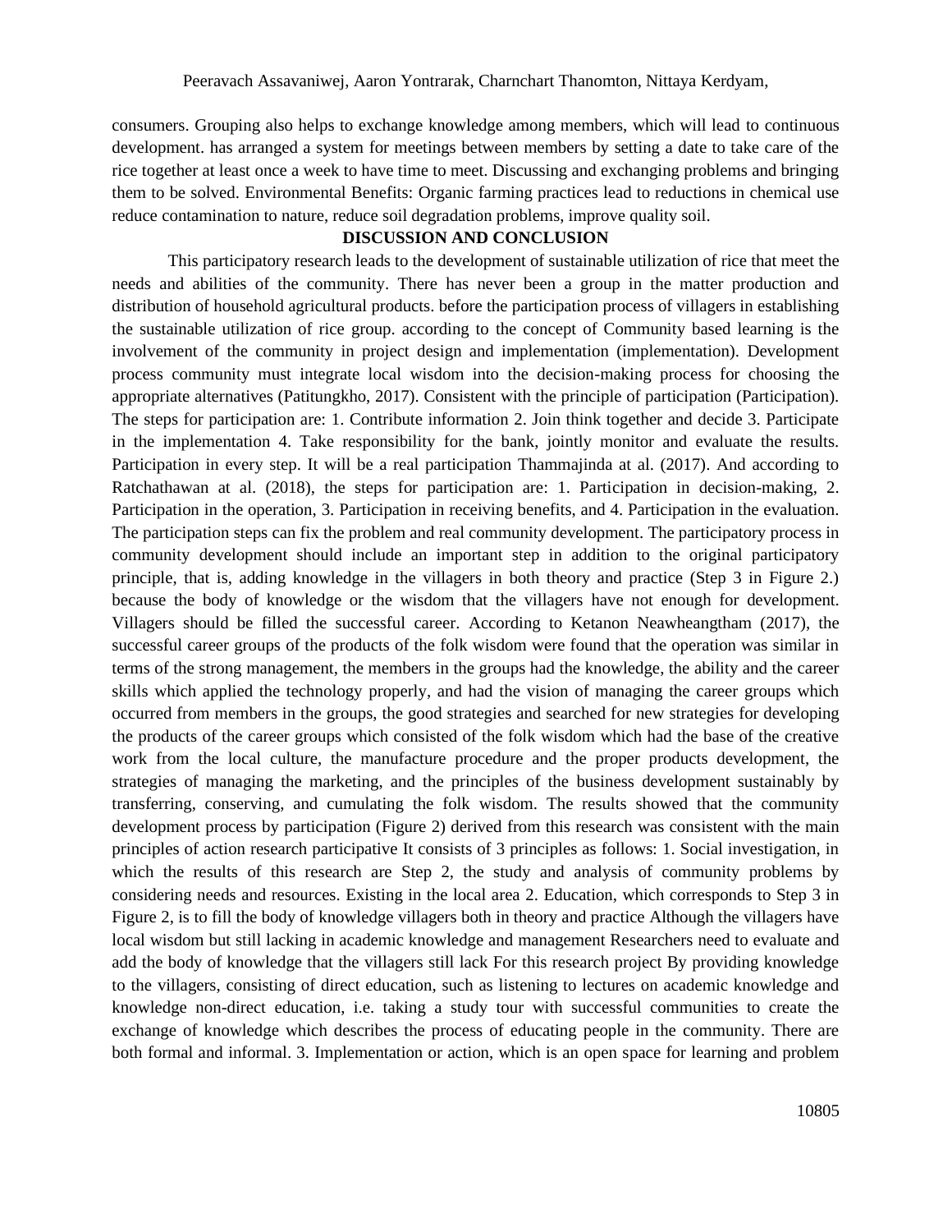consumers. Grouping also helps to exchange knowledge among members, which will lead to continuous development. has arranged a system for meetings between members by setting a date to take care of the rice together at least once a week to have time to meet. Discussing and exchanging problems and bringing them to be solved. Environmental Benefits: Organic farming practices lead to reductions in chemical use reduce contamination to nature, reduce soil degradation problems, improve quality soil.

## DISCUSSION AND CONCLUSION

This participatory research leads to the development of sustainable utilization of rice that meet the needs and abilities of the community. There has never been a group in the matter production and distribution of household agricultural products. before the participation process of villagers in establishing the sustainable utilization of rice group. according to the concept of Community based learning is the involvement of the community in project design and implementation (implementation). Development process community must integrate local wisdom into the decision-making process for choosing the appropriate alternatives (Patitungkho, 2017). Consistent with the principle of participation (Participation). The steps for participation are: 1. Contribute information 2. Join think together and decide 3. Participate in the implementation 4. Take responsibility for the bank, jointly monitor and evaluate the results. Participation in every step. It will be a real participation Thammajinda at al. (2017). And according to Ratchathawan at al. (2018), the steps for participation are: 1. Participation in decision-making, 2. Participation in the operation, 3. Participation in receiving benefits, and 4. Participation in the evaluation. The participation steps can fix the problem and real community development. The participatory process in community development should include an important step in addition to the original participatory principle, that is, adding knowledge in the villagers in both theory and practice (Step 3 in Figure 2.) because the body of knowledge or the wisdom that the villagers have not enough for development. Villagers should be filled the successful career. According to Ketanon Neawheangtham (2017), the successful career groups of the products of the folk wisdom were found that the operation was similar in terms of the strong management, the members in the groups had the knowledge, the ability and the career skills which applied the technology properly, and had the vision of managing the career groups which occurred from members in the groups, the good strategies and searched for new strategies for developing the products of the career groups which consisted of the folk wisdom which had the base of the creative work from the local culture, the manufacture procedure and the proper products development, the strategies of managing the marketing, and the principles of the business development sustainably by transferring, conserving, and cumulating the folk wisdom. The results showed that the community development process by participation (Figure 2) derived from this research was consistent with the main principles of action research participative It consists of 3 principles as follows: 1. Social investigation, in which the results of this research are Step 2, the study and analysis of community problems by considering needs and resources. Existing in the local area 2. Education, which corresponds to Step 3 in Figure 2, is to fill the body of knowledge villagers both in theory and practice Although the villagers have local wisdom but still lacking in academic knowledge and management Researchers need to evaluate and add the body of knowledge that the villagers still lack For this research project By providing knowledge to the villagers, consisting of direct education, such as listening to lectures on academic knowledge and knowledge non-direct education, i.e. taking a study tour with successful communities to create the exchange of knowledge which describes the process of educating people in the community. There are both formal and informal. 3. Implementation or action, which is an open space for learning and problem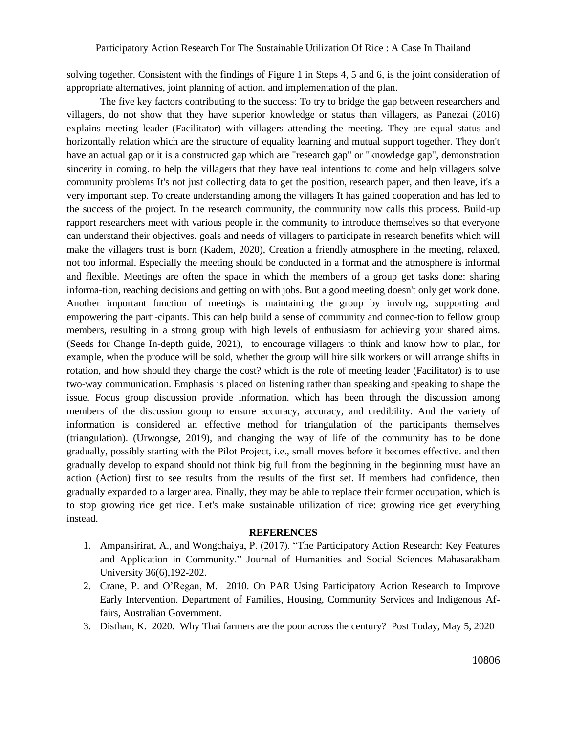solving together. Consistent with the findings of Figure 1 in Steps 4, 5 and 6, is the joint consideration of appropriate alternatives, joint planning of action. and implementation of the plan.

The five key factors contributing to the success: To try to bridge the gap between researchers and villagers, do not show that they have superior knowledge or status than villagers, as Panezai (2016) explains meeting leader (Facilitator) with villagers attending the meeting. They are equal status and horizontally relation which are the structure of equality learning and mutual support together. They don't have an actual gap or it is a constructed gap which are "research gap" or "knowledge gap", demonstration sincerity in coming. to help the villagers that they have real intentions to come and help villagers solve community problems It's not just collecting data to get the position, research paper, and then leave, it's a very important step. To create understanding among the villagers It has gained cooperation and has led to the success of the project. In the research community, the community now calls this process. Build-up rapport researchers meet with various people in the community to introduce themselves so that everyone can understand their objectives. goals and needs of villagers to participate in research benefits which will make the villagers trust is born (Kadem, 2020), Creation a friendly atmosphere in the meeting, relaxed, not too informal. Especially the meeting should be conducted in a format and the atmosphere is informal and flexible. Meetings are often the space in which the members of a group get tasks done: sharing informa-tion, reaching decisions and getting on with jobs. But a good meeting doesn't only get work done. Another important function of meetings is maintaining the group by involving, supporting and empowering the parti-cipants. This can help build a sense of community and connec-tion to fellow group members, resulting in a strong group with high levels of enthusiasm for achieving your shared aims. (Seeds for Change In-depth guide, 2021), to encourage villagers to think and know how to plan, for example, when the produce will be sold, whether the group will hire silk workers or will arrange shifts in rotation, and how should they charge the cost? which is the role of meeting leader (Facilitator) is to use two-way communication. Emphasis is placed on listening rather than speaking and speaking to shape the issue. Focus group discussion provide information. which has been through the discussion among members of the discussion group to ensure accuracy, accuracy, and credibility. And the variety of information is considered an effective method for triangulation of the participants themselves (triangulation). (Urwongse, 2019), and changing the way of life of the community has to be done gradually, possibly starting with the Pilot Project, i.e., small moves before it becomes effective. and then gradually develop to expand should not think big full from the beginning in the beginning must have an action (Action) first to see results from the results of the first set. If members had confidence, then gradually expanded to a larger area. Finally, they may be able to replace their former occupation, which is to stop growing rice get rice. Let's make sustainable utilization of rice: growing rice get everything instead.

## REFERENCES

1. Ampansirirat, A., and Wongchaiya, P. (2017). "The Participatory Action Research: Key Features and Application in Community." Journal of Humanities and Social Sciences Mahasarakham University 36(6),192-202.
2. Crane, P. and O'Regan, M. 2010. On PAR Using Participatory Action Research to Improve Early Intervention. Department of Families, Housing, Community Services and Indigenous Af-fairs, Australian Government.
3. Disthan, K. 2020. Why Thai farmers are the poor across the century? Post Today, May 5, 2020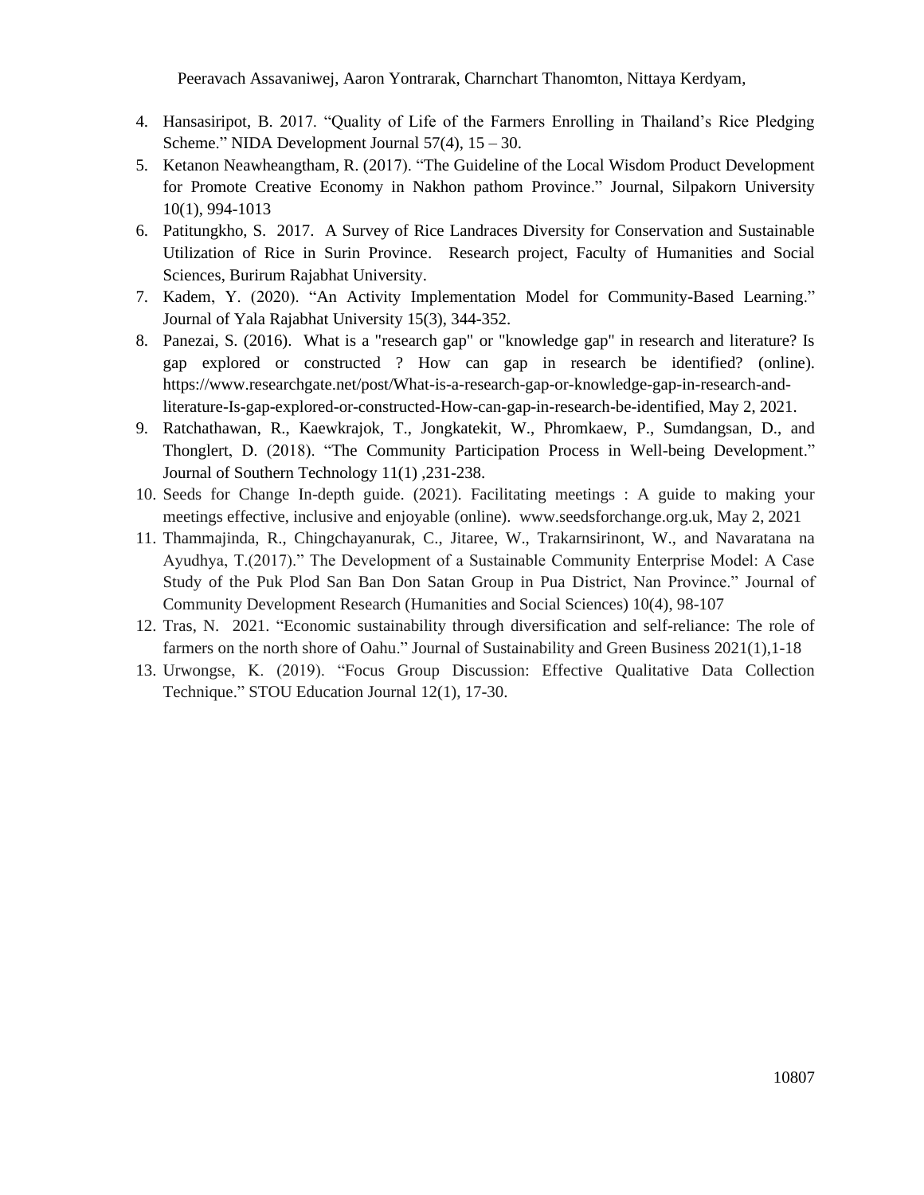4. Hansasiripot, B. 2017. "Quality of Life of the Farmers Enrolling in Thailand's Rice Pledging Scheme." NIDA Development Journal 57(4), 15 – 30.
5. Ketanon Neawheangtham, R. (2017). "The Guideline of the Local Wisdom Product Development for Promote Creative Economy in Nakhon pathom Province." Journal, Silpakorn University 10(1), 994-1013
6. Patitungkho, S. 2017. A Survey of Rice Landraces Diversity for Conservation and Sustainable Utilization of Rice in Surin Province. Research project, Faculty of Humanities and Social Sciences, Burirum Rajabhat University.
7. Kadem, Y. (2020). "An Activity Implementation Model for Community-Based Learning." Journal of Yala Rajabhat University 15(3), 344-352.
8. Panezai, S. (2016). What is a "research gap" or "knowledge gap" in research and literature? Is gap explored or constructed ? How can gap in research be identified? (online). https://www.researchgate.net/post/What-is-a-research-gap-or-knowledge-gap-in-research-and-literature-Is-gap-explored-or-constructed-How-can-gap-in-research-be-identified, May 2, 2021.
9. Ratchathawan, R., Kaewkrajok, T., Jongkatekit, W., Phromkaew, P., Sumdangsan, D., and Thonglert, D. (2018). "The Community Participation Process in Well-being Development." Journal of Southern Technology 11(1) ,231-238.
10. Seeds for Change In-depth guide. (2021). Facilitating meetings : A guide to making your meetings effective, inclusive and enjoyable (online). www.seedsforchange.org.uk, May 2, 2021
11. Thammajinda, R., Chingchayanurak, C., Jitaree, W., Trakarnsirinont, W., and Navaratana na Ayudhya, T.(2017)." The Development of a Sustainable Community Enterprise Model: A Case Study of the Puk Plod San Ban Don Satan Group in Pua District, Nan Province." Journal of Community Development Research (Humanities and Social Sciences) 10(4), 98-107
12. Tras, N. 2021. "Economic sustainability through diversification and self-reliance: The role of farmers on the north shore of Oahu." Journal of Sustainability and Green Business 2021(1),1-18
13. Urwongse, K. (2019). "Focus Group Discussion: Effective Qualitative Data Collection Technique." STOU Education Journal 12(1), 17-30.